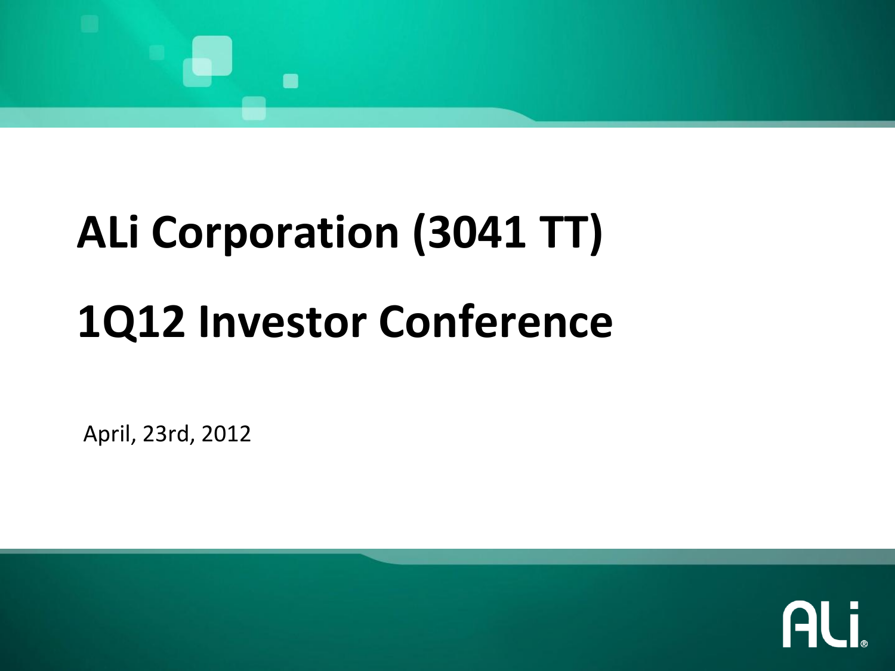# ALi Corporation (3041 TT)

# 1Q12 Investor Conference

April, 23rd, 2012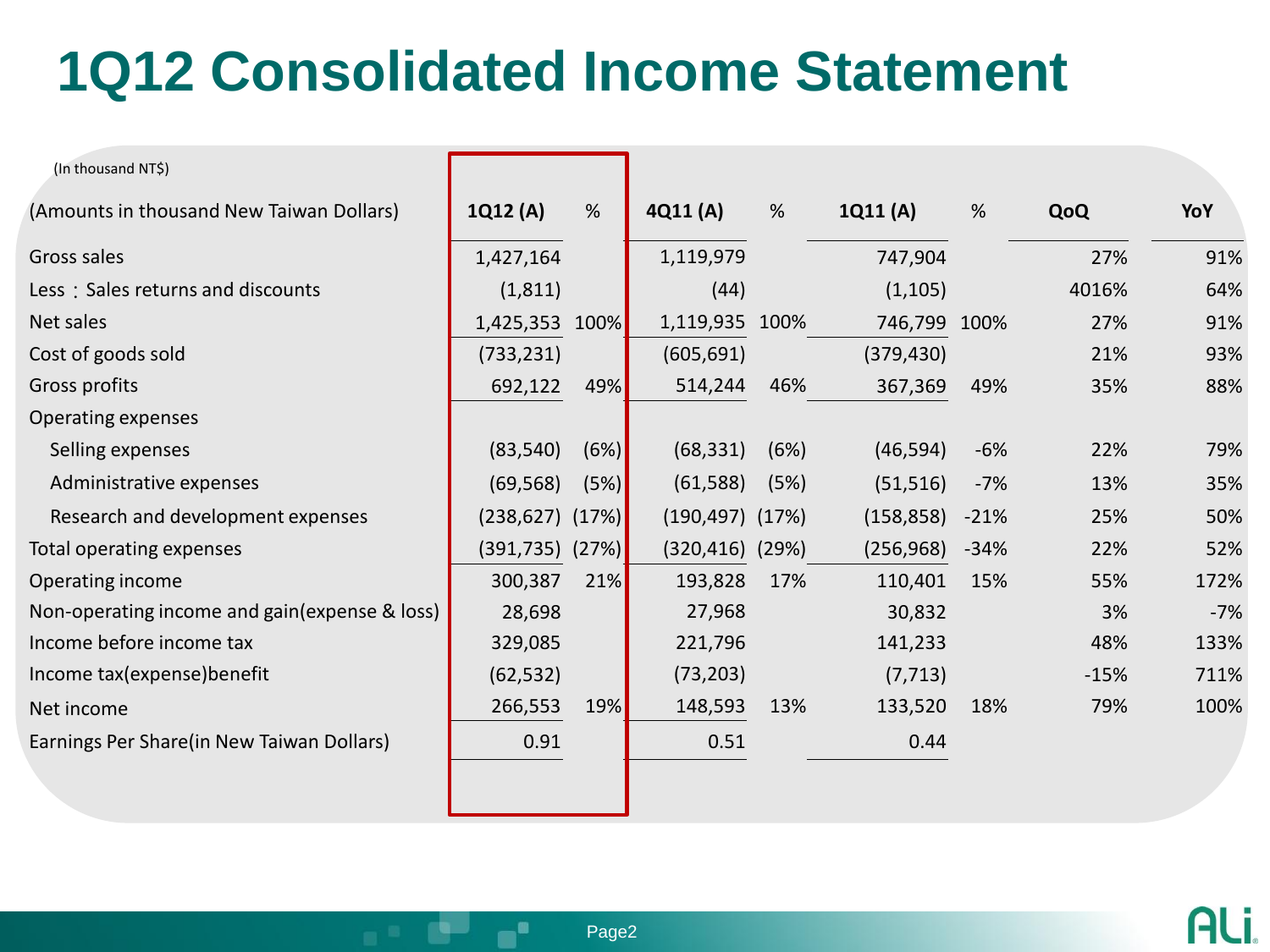# 1Q12 Consolidated Income Statement

(In thousand NT$)

| (Amounts in thousand New Taiwan Dollars) | 1Q12 (A) | % | 4Q11 (A) | % | 1Q11 (A) | % | QoQ | YoY |
|---|---|---|---|---|---|---|---|---|
| Gross sales | 1,427,164 | | 1,119,979 | | 747,904 | | 27% | 91% |
| Less：Sales returns and discounts | (1,811) | | (44) | | (1,105) | | 4016% | 64% |
| Net sales | 1,425,353 | 100% | 1,119,935 | 100% | 746,799 | 100% | 27% | 91% |
| Cost of goods sold | (733,231) | | (605,691) | | (379,430) | | 21% | 93% |
| Gross profits | 692,122 | 49% | 514,244 | 46% | 367,369 | 49% | 35% | 88% |
| Operating expenses | | | | | | | | |
| Selling expenses | (83,540) | (6%) | (68,331) | (6%) | (46,594) | -6% | 22% | 79% |
| Administrative expenses | (69,568) | (5%) | (61,588) | (5%) | (51,516) | -7% | 13% | 35% |
| Research and development expenses | (238,627) | (17%) | (190,497) | (17%) | (158,858) | -21% | 25% | 50% |
| Total operating expenses | (391,735) | (27%) | (320,416) | (29%) | (256,968) | -34% | 22% | 52% |
| Operating income | 300,387 | 21% | 193,828 | 17% | 110,401 | 15% | 55% | 172% |
| Non-operating income and gain(expense & loss) | 28,698 | | 27,968 | | 30,832 | | 3% | -7% |
| Income before income tax | 329,085 | | 221,796 | | 141,233 | | 48% | 133% |
| Income tax(expense)benefit | (62,532) | | (73,203) | | (7,713) | | -15% | 711% |
| Net income | 266,553 | 19% | 148,593 | 13% | 133,520 | 18% | 79% | 100% |
| Earnings Per Share(in New Taiwan Dollars) | 0.91 | | 0.51 | | 0.44 | | | |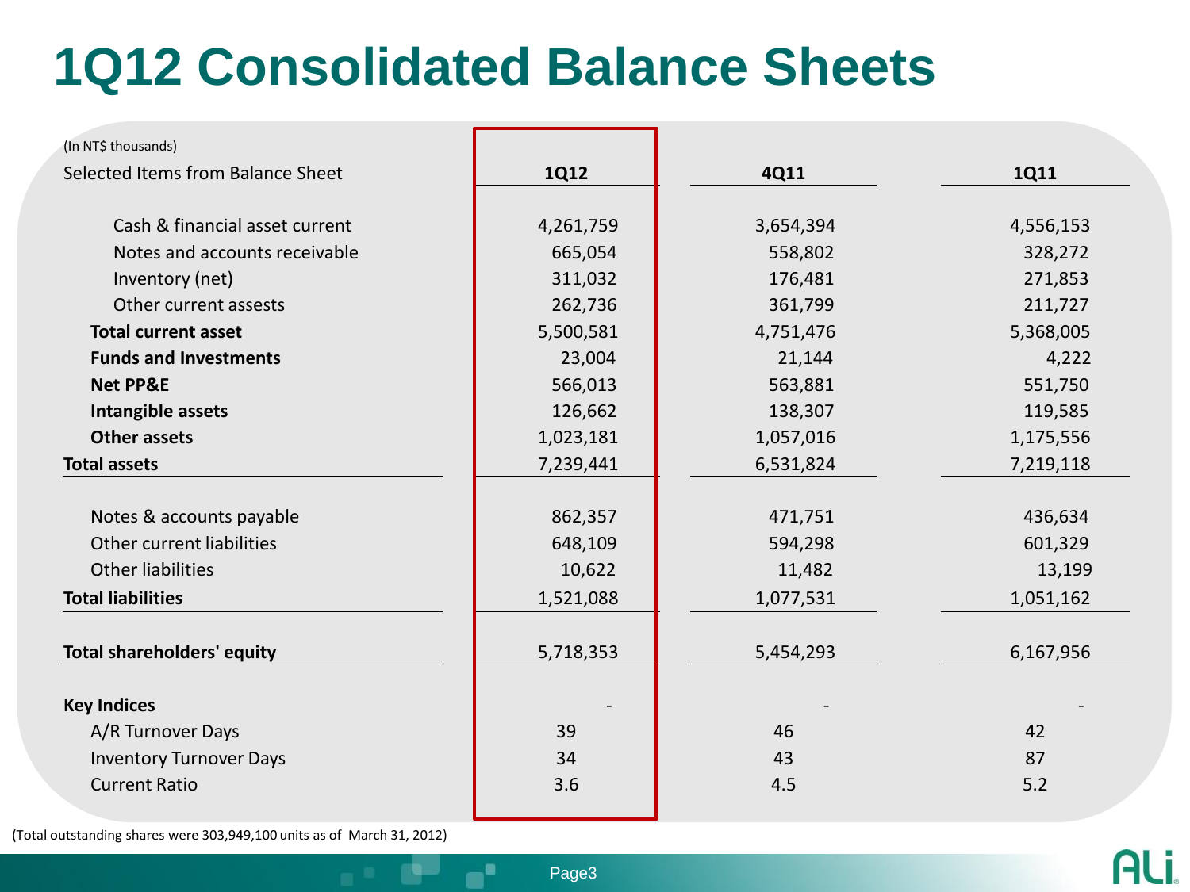# 1Q12 Consolidated Balance Sheets

(In NT$ thousands)

| Selected Items from Balance Sheet | 1Q12 | 4Q11 | 1Q11 |
|---|---|---|---|
| Cash & financial asset current | 4,261,759 | 3,654,394 | 4,556,153 |
| Notes and accounts receivable | 665,054 | 558,802 | 328,272 |
| Inventory (net) | 311,032 | 176,481 | 271,853 |
| Other current assests | 262,736 | 361,799 | 211,727 |
| **Total current asset** | 5,500,581 | 4,751,476 | 5,368,005 |
| **Funds and Investments** | 23,004 | 21,144 | 4,222 |
| **Net PP&E** | 566,013 | 563,881 | 551,750 |
| **Intangible assets** | 126,662 | 138,307 | 119,585 |
| **Other assets** | 1,023,181 | 1,057,016 | 1,175,556 |
| **Total assets** | 7,239,441 | 6,531,824 | 7,219,118 |
| Notes & accounts payable | 862,357 | 471,751 | 436,634 |
| Other current liabilities | 648,109 | 594,298 | 601,329 |
| Other liabilities | 10,622 | 11,482 | 13,199 |
| **Total liabilities** | 1,521,088 | 1,077,531 | 1,051,162 |
| **Total shareholders' equity** | 5,718,353 | 5,454,293 | 6,167,956 |
| **Key Indices** | - | - | - |
| A/R Turnover Days | 39 | 46 | 42 |
| Inventory Turnover Days | 34 | 43 | 87 |
| Current Ratio | 3.6 | 4.5 | 5.2 |

(Total outstanding shares were 303,949,100 units as of March 31, 2012)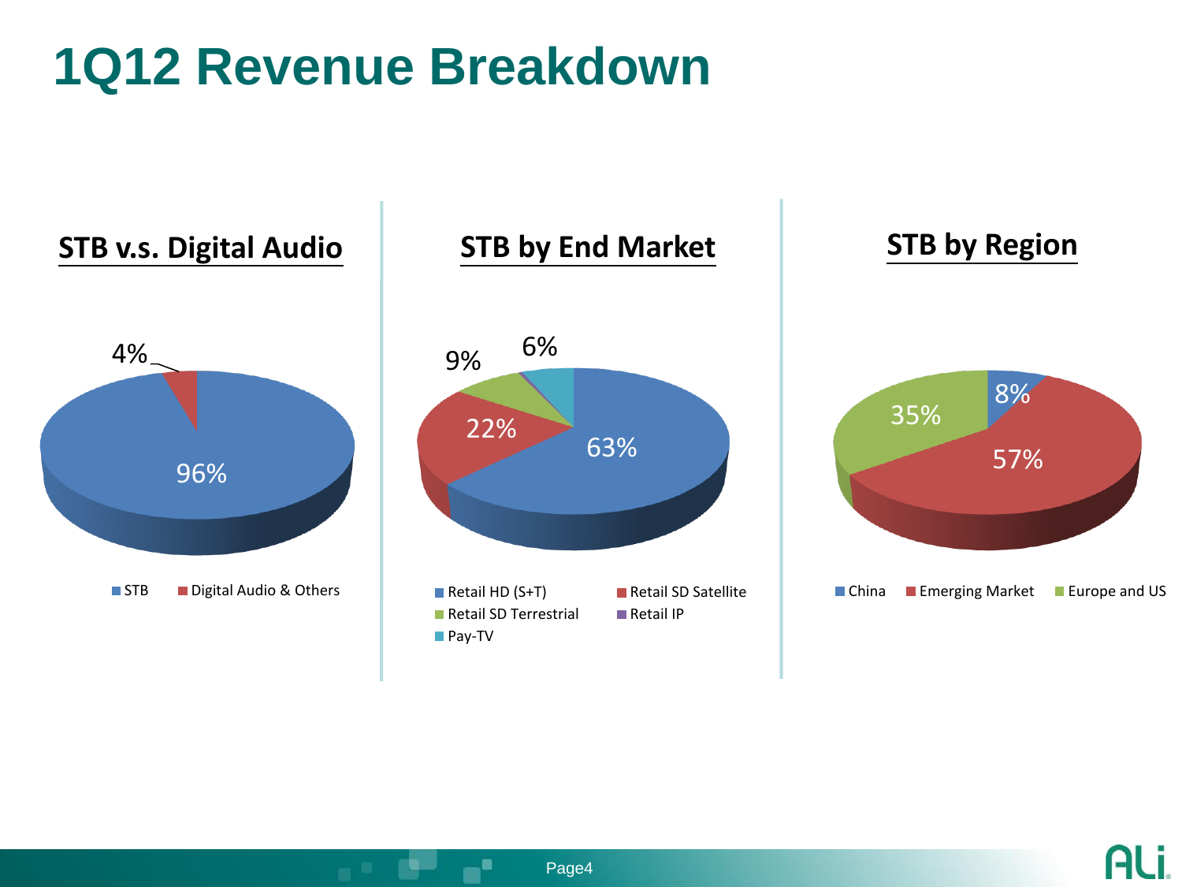# 1Q12 Revenue Breakdown

## STB v.s. Digital Audio

- STB: 96%
- Digital Audio & Others: 4%

## STB by End Market

- Retail HD (S+T): 63%
- Retail SD Satellite: 22%
- Retail SD Terrestrial: 9%
- Retail IP
- Pay-TV: 6%

## STB by Region

- China: 8%
- Emerging Market: 57%
- Europe and US: 35%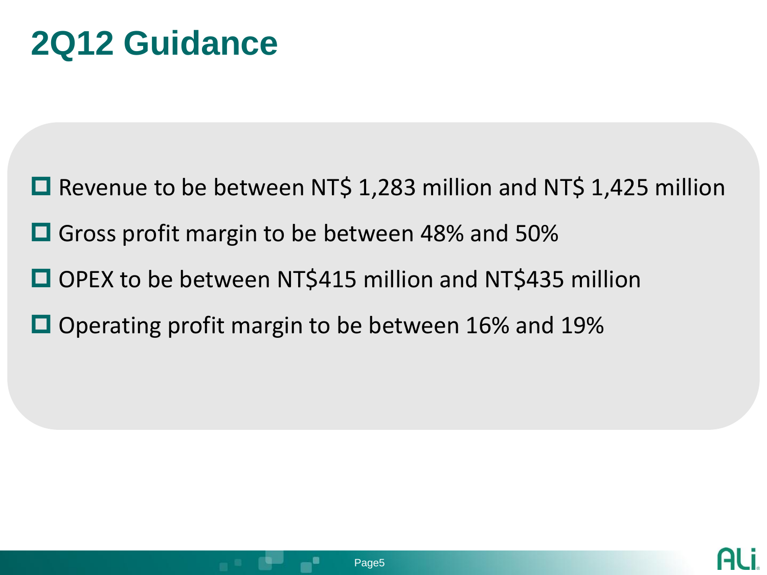# 2Q12 Guidance

- Revenue to be between NT$ 1,283 million and NT$ 1,425 million
- Gross profit margin to be between 48% and 50%
- OPEX to be between NT$415 million and NT$435 million
- Operating profit margin to be between 16% and 19%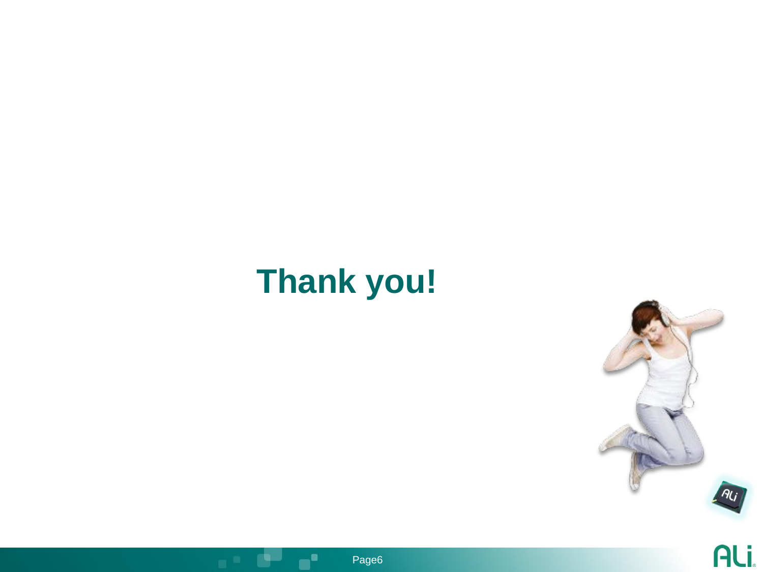# Thank you!